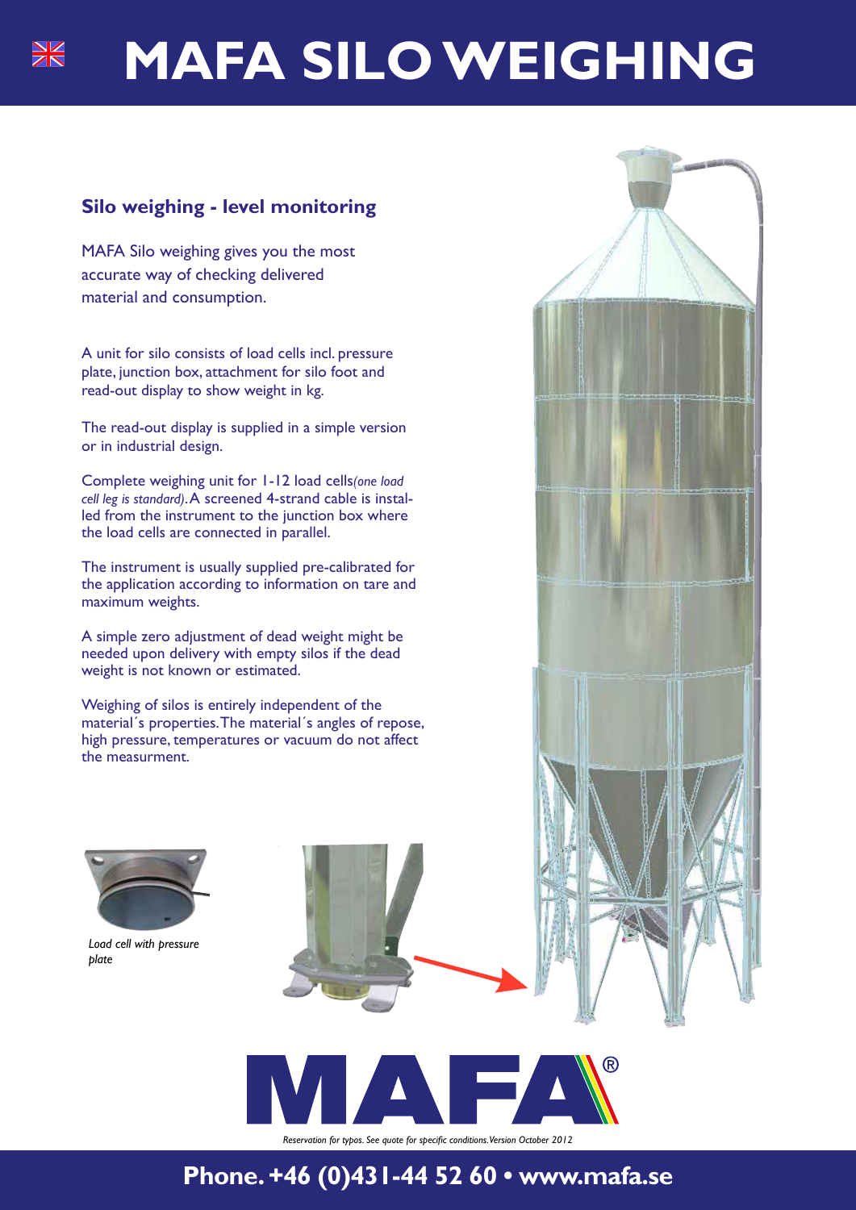# MAFA SILO WEIGHING

## Silo weighing - level monitoring

MAFA Silo weighing gives you the most accurate way of checking delivered material and consumption.

A unit for silo consists of load cells incl. pressure plate, junction box, attachment for silo foot and read-out display to show weight in kg.

The read-out display is supplied in a simple version or in industrial design.

Complete weighing unit for 1-12 load cells *(one load cell leg is standard)*. A screened 4-strand cable is installed from the instrument to the junction box where the load cells are connected in parallel.

The instrument is usually supplied pre-calibrated for the application according to information on tare and maximum weights.

A simple zero adjustment of dead weight might be needed upon delivery with empty silos if the dead weight is not known or estimated.

Weighing of silos is entirely independent of the material´s properties. The material´s angles of repose, high pressure, temperatures or vacuum do not affect the measurment.

*Load cell with pressure plate*

MAFA®

*Reservation for typos. See quote for specific conditions. Version October 2012*

**Phone. +46 (0)431-44 52 60 • www.mafa.se**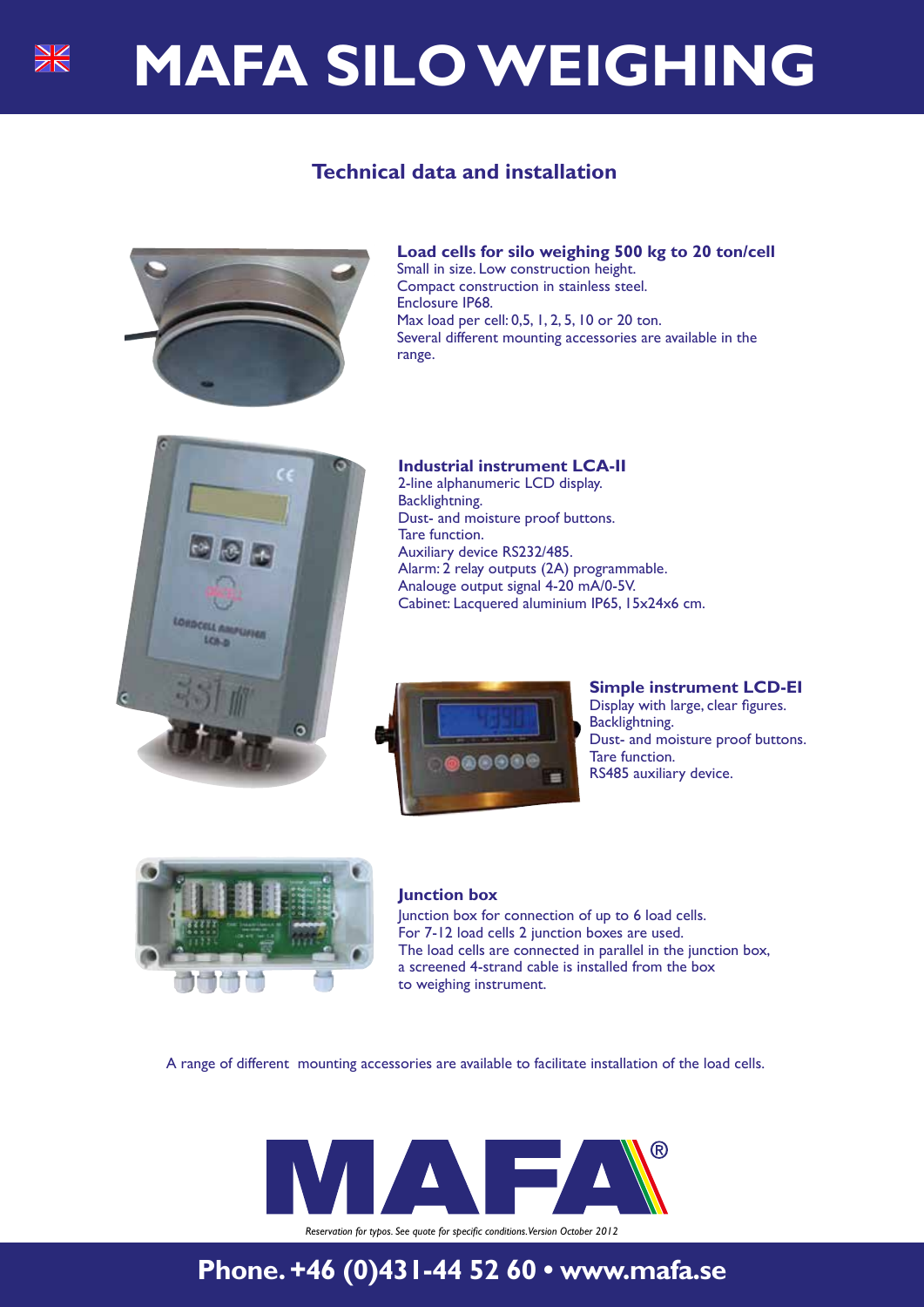# MAFA SILO WEIGHING

## Technical data and installation

### Load cells for silo weighing 500 kg to 20 ton/cell

Small in size. Low construction height.
Compact construction in stainless steel.
Enclosure IP68.
Max load per cell: 0,5, 1, 2, 5, 10 or 20 ton.
Several different mounting accessories are available in the range.

### Industrial instrument LCA-II

2-line alphanumeric LCD display.
Backlightning.
Dust- and moisture proof buttons.
Tare function.
Auxiliary device RS232/485.
Alarm: 2 relay outputs (2A) programmable.
Analouge output signal 4-20 mA/0-5V.
Cabinet: Lacquered aluminium IP65, 15x24x6 cm.

### Simple instrument LCD-EI

Display with large, clear figures.
Backlightning.
Dust- and moisture proof buttons.
Tare function.
RS485 auxiliary device.

### Junction box

Junction box for connection of up to 6 load cells.
For 7-12 load cells 2 junction boxes are used.
The load cells are connected in parallel in the junction box, a screened 4-strand cable is installed from the box to weighing instrument.

A range of different mounting accessories are available to facilitate installation of the load cells.

MAFA®

*Reservation for typos. See quote for specific conditions. Version October 2012*

**Phone. +46 (0)431-44 52 60 • www.mafa.se**